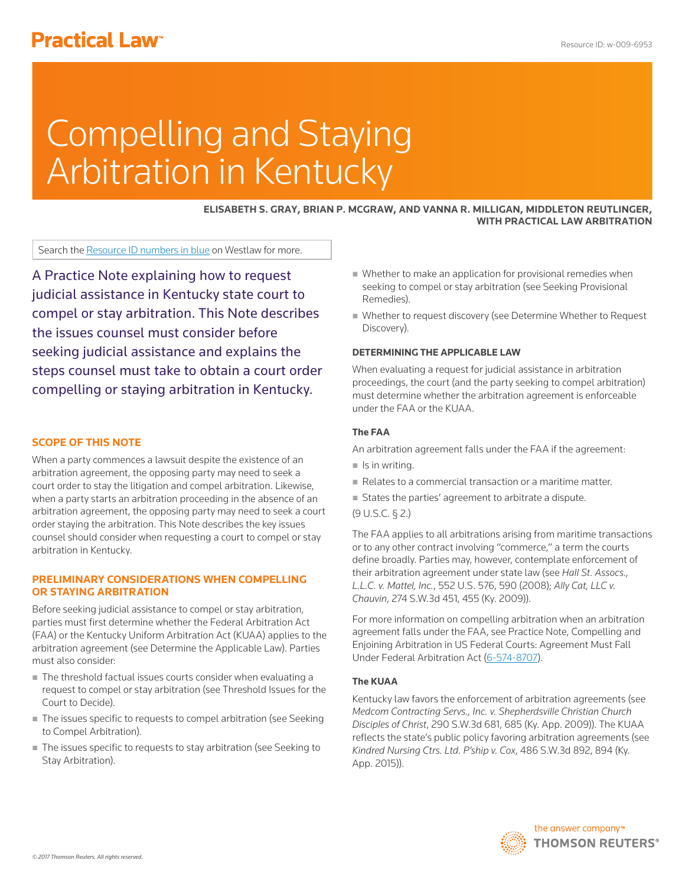# Compelling and Staying Arbitration in Kentucky

**ELISABETH S. GRAY, BRIAN P. MCGRAW, AND VANNA R. MILLIGAN, MIDDLETON REUTLINGER, WITH PRACTICAL LAW ARBITRATION**

Search the Resource ID numbers in blue on Westlaw for more.

A Practice Note explaining how to request judicial assistance in Kentucky state court to compel or stay arbitration. This Note describes the issues counsel must consider before seeking judicial assistance and explains the steps counsel must take to obtain a court order compelling or staying arbitration in Kentucky.

## SCOPE OF THIS NOTE

When a party commences a lawsuit despite the existence of an arbitration agreement, the opposing party may need to seek a court order to stay the litigation and compel arbitration. Likewise, when a party starts an arbitration proceeding in the absence of an arbitration agreement, the opposing party may need to seek a court order staying the arbitration. This Note describes the key issues counsel should consider when requesting a court to compel or stay arbitration in Kentucky.

## PRELIMINARY CONSIDERATIONS WHEN COMPELLING OR STAYING ARBITRATION

Before seeking judicial assistance to compel or stay arbitration, parties must first determine whether the Federal Arbitration Act (FAA) or the Kentucky Uniform Arbitration Act (KUAA) applies to the arbitration agreement (see Determine the Applicable Law). Parties must also consider:

- The threshold factual issues courts consider when evaluating a request to compel or stay arbitration (see Threshold Issues for the Court to Decide).
- The issues specific to requests to compel arbitration (see Seeking to Compel Arbitration).
- The issues specific to requests to stay arbitration (see Seeking to Stay Arbitration).
- Whether to make an application for provisional remedies when seeking to compel or stay arbitration (see Seeking Provisional Remedies).
- Whether to request discovery (see Determine Whether to Request Discovery).

### DETERMINING THE APPLICABLE LAW

When evaluating a request for judicial assistance in arbitration proceedings, the court (and the party seeking to compel arbitration) must determine whether the arbitration agreement is enforceable under the FAA or the KUAA.

#### The FAA

An arbitration agreement falls under the FAA if the agreement:

- Is in writing.
- Relates to a commercial transaction or a maritime matter.
- States the parties' agreement to arbitrate a dispute.

(9 U.S.C. § 2.)

The FAA applies to all arbitrations arising from maritime transactions or to any other contract involving "commerce," a term the courts define broadly. Parties may, however, contemplate enforcement of their arbitration agreement under state law (see *Hall St. Assocs., L.L.C. v. Mattel, Inc.*, 552 U.S. 576, 590 (2008); *Ally Cat, LLC v. Chauvin*, 274 S.W.3d 451, 455 (Ky. 2009)).

For more information on compelling arbitration when an arbitration agreement falls under the FAA, see Practice Note, Compelling and Enjoining Arbitration in US Federal Courts: Agreement Must Fall Under Federal Arbitration Act (6-574-8707).

#### The KUAA

Kentucky law favors the enforcement of arbitration agreements (see *Medcom Contracting Servs., Inc. v. Shepherdsville Christian Church Disciples of Christ*, 290 S.W.3d 681, 685 (Ky. App. 2009)). The KUAA reflects the state's public policy favoring arbitration agreements (see *Kindred Nursing Ctrs. Ltd. P'ship v. Cox*, 486 S.W.3d 892, 894 (Ky. App. 2015)).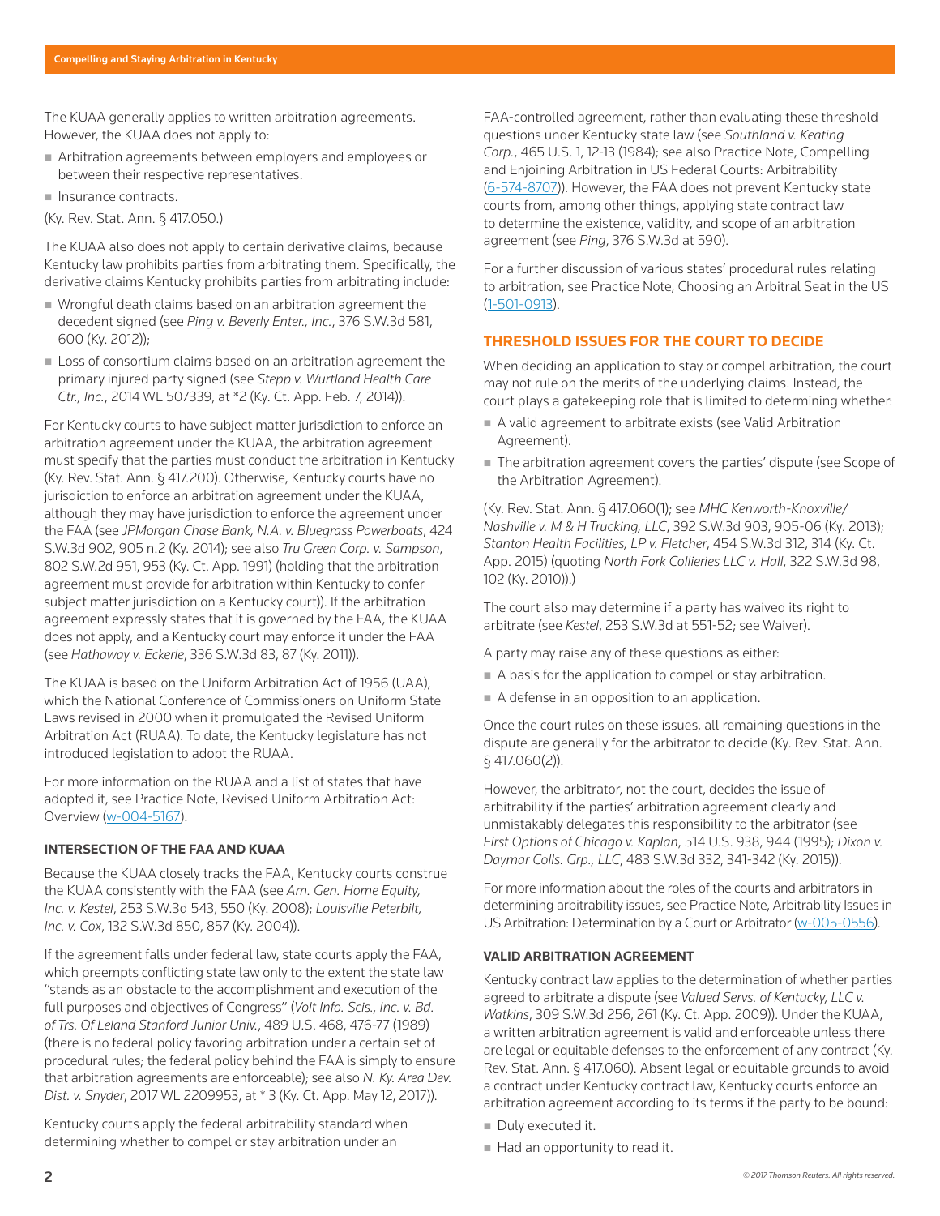The KUAA generally applies to written arbitration agreements. However, the KUAA does not apply to:

- Arbitration agreements between employers and employees or between their respective representatives.
- Insurance contracts.

(Ky. Rev. Stat. Ann. § 417.050.)

The KUAA also does not apply to certain derivative claims, because Kentucky law prohibits parties from arbitrating them. Specifically, the derivative claims Kentucky prohibits parties from arbitrating include:

- Wrongful death claims based on an arbitration agreement the decedent signed (see *Ping v. Beverly Enter., Inc.*, 376 S.W.3d 581, 600 (Ky. 2012));
- Loss of consortium claims based on an arbitration agreement the primary injured party signed (see *Stepp v. Wurtland Health Care Ctr., Inc.*, 2014 WL 507339, at *2 (Ky. Ct. App. Feb. 7, 2014)).

For Kentucky courts to have subject matter jurisdiction to enforce an arbitration agreement under the KUAA, the arbitration agreement must specify that the parties must conduct the arbitration in Kentucky (Ky. Rev. Stat. Ann. § 417.200). Otherwise, Kentucky courts have no jurisdiction to enforce an arbitration agreement under the KUAA, although they may have jurisdiction to enforce the agreement under the FAA (see *JPMorgan Chase Bank, N.A. v. Bluegrass Powerboats*, 424 S.W.3d 902, 905 n.2 (Ky. 2014); see also *Tru Green Corp. v. Sampson*, 802 S.W.2d 951, 953 (Ky. Ct. App. 1991) (holding that the arbitration agreement must provide for arbitration within Kentucky to confer subject matter jurisdiction on a Kentucky court)). If the arbitration agreement expressly states that it is governed by the FAA, the KUAA does not apply, and a Kentucky court may enforce it under the FAA (see *Hathaway v. Eckerle*, 336 S.W.3d 83, 87 (Ky. 2011)).

The KUAA is based on the Uniform Arbitration Act of 1956 (UAA), which the National Conference of Commissioners on Uniform State Laws revised in 2000 when it promulgated the Revised Uniform Arbitration Act (RUAA). To date, the Kentucky legislature has not introduced legislation to adopt the RUAA.

For more information on the RUAA and a list of states that have adopted it, see Practice Note, Revised Uniform Arbitration Act: Overview (w-004-5167).

### INTERSECTION OF THE FAA AND KUAA

Because the KUAA closely tracks the FAA, Kentucky courts construe the KUAA consistently with the FAA (see *Am. Gen. Home Equity, Inc. v. Kestel*, 253 S.W.3d 543, 550 (Ky. 2008); *Louisville Peterbilt, Inc. v. Cox*, 132 S.W.3d 850, 857 (Ky. 2004)).

If the agreement falls under federal law, state courts apply the FAA, which preempts conflicting state law only to the extent the state law "stands as an obstacle to the accomplishment and execution of the full purposes and objectives of Congress" (*Volt Info. Scis., Inc. v. Bd. of Trs. Of Leland Stanford Junior Univ.*, 489 U.S. 468, 476-77 (1989) (there is no federal policy favoring arbitration under a certain set of procedural rules; the federal policy behind the FAA is simply to ensure that arbitration agreements are enforceable); see also *N. Ky. Area Dev. Dist. v. Snyder*, 2017 WL 2209953, at * 3 (Ky. Ct. App. May 12, 2017)).

Kentucky courts apply the federal arbitrability standard when determining whether to compel or stay arbitration under an FAA-controlled agreement, rather than evaluating these threshold questions under Kentucky state law (see *Southland v. Keating Corp.*, 465 U.S. 1, 12-13 (1984); see also Practice Note, Compelling and Enjoining Arbitration in US Federal Courts: Arbitrability (6-574-8707)). However, the FAA does not prevent Kentucky state courts from, among other things, applying state contract law to determine the existence, validity, and scope of an arbitration agreement (see *Ping*, 376 S.W.3d at 590).

For a further discussion of various states' procedural rules relating to arbitration, see Practice Note, Choosing an Arbitral Seat in the US (1-501-0913).

## THRESHOLD ISSUES FOR THE COURT TO DECIDE

When deciding an application to stay or compel arbitration, the court may not rule on the merits of the underlying claims. Instead, the court plays a gatekeeping role that is limited to determining whether:

- A valid agreement to arbitrate exists (see Valid Arbitration Agreement).
- The arbitration agreement covers the parties' dispute (see Scope of the Arbitration Agreement).

(Ky. Rev. Stat. Ann. § 417.060(1); see *MHC Kenworth-Knoxville/Nashville v. M & H Trucking, LLC*, 392 S.W.3d 903, 905-06 (Ky. 2013); *Stanton Health Facilities, LP v. Fletcher*, 454 S.W.3d 312, 314 (Ky. Ct. App. 2015) (quoting *North Fork Collieries LLC v. Hall*, 322 S.W.3d 98, 102 (Ky. 2010)).)

The court also may determine if a party has waived its right to arbitrate (see *Kestel*, 253 S.W.3d at 551-52; see Waiver).

A party may raise any of these questions as either:

- A basis for the application to compel or stay arbitration.
- A defense in an opposition to an application.

Once the court rules on these issues, all remaining questions in the dispute are generally for the arbitrator to decide (Ky. Rev. Stat. Ann. § 417.060(2)).

However, the arbitrator, not the court, decides the issue of arbitrability if the parties' arbitration agreement clearly and unmistakably delegates this responsibility to the arbitrator (see *First Options of Chicago v. Kaplan*, 514 U.S. 938, 944 (1995); *Dixon v. Daymar Colls. Grp., LLC*, 483 S.W.3d 332, 341-342 (Ky. 2015)).

For more information about the roles of the courts and arbitrators in determining arbitrability issues, see Practice Note, Arbitrability Issues in US Arbitration: Determination by a Court or Arbitrator (w-005-0556).

### VALID ARBITRATION AGREEMENT

Kentucky contract law applies to the determination of whether parties agreed to arbitrate a dispute (see *Valued Servs. of Kentucky, LLC v. Watkins*, 309 S.W.3d 256, 261 (Ky. Ct. App. 2009)). Under the KUAA, a written arbitration agreement is valid and enforceable unless there are legal or equitable defenses to the enforcement of any contract (Ky. Rev. Stat. Ann. § 417.060). Absent legal or equitable grounds to avoid a contract under Kentucky contract law, Kentucky courts enforce an arbitration agreement according to its terms if the party to be bound:

- Duly executed it.
- Had an opportunity to read it.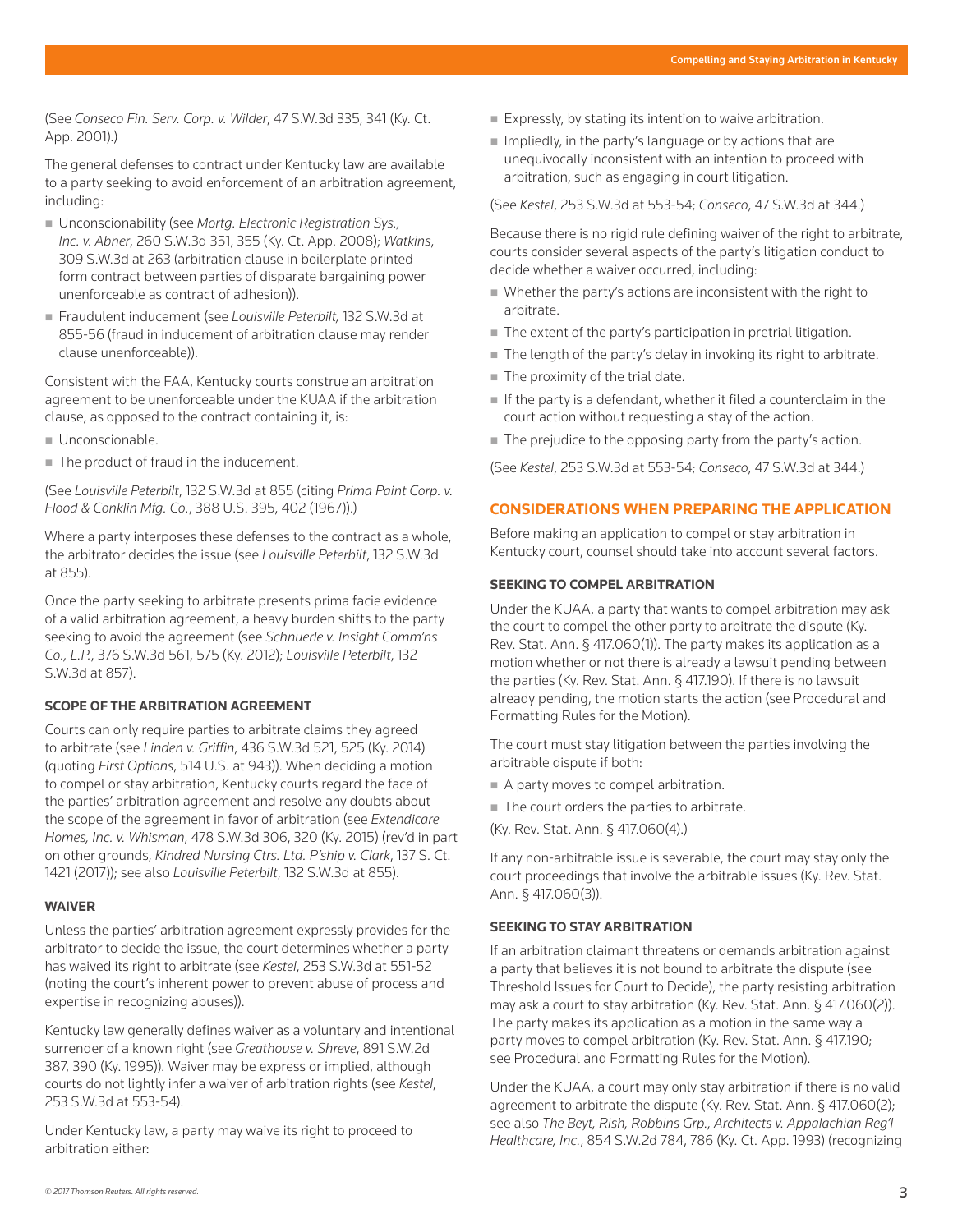(See *Conseco Fin. Serv. Corp. v. Wilder*, 47 S.W.3d 335, 341 (Ky. Ct. App. 2001).)

The general defenses to contract under Kentucky law are available to a party seeking to avoid enforcement of an arbitration agreement, including:

- Unconscionability (see *Mortg. Electronic Registration Sys., Inc. v. Abner*, 260 S.W.3d 351, 355 (Ky. Ct. App. 2008); *Watkins*, 309 S.W.3d at 263 (arbitration clause in boilerplate printed form contract between parties of disparate bargaining power unenforceable as contract of adhesion)).
- Fraudulent inducement (see *Louisville Peterbilt,* 132 S.W.3d at 855-56 (fraud in inducement of arbitration clause may render clause unenforceable)).

Consistent with the FAA, Kentucky courts construe an arbitration agreement to be unenforceable under the KUAA if the arbitration clause, as opposed to the contract containing it, is:

- Unconscionable.
- The product of fraud in the inducement.

(See *Louisville Peterbilt*, 132 S.W.3d at 855 (citing *Prima Paint Corp. v. Flood & Conklin Mfg. Co.*, 388 U.S. 395, 402 (1967)).)

Where a party interposes these defenses to the contract as a whole, the arbitrator decides the issue (see *Louisville Peterbilt*, 132 S.W.3d at 855).

Once the party seeking to arbitrate presents prima facie evidence of a valid arbitration agreement, a heavy burden shifts to the party seeking to avoid the agreement (see *Schnuerle v. Insight Comm'ns Co., L.P.*, 376 S.W.3d 561, 575 (Ky. 2012); *Louisville Peterbilt*, 132 S.W.3d at 857).

#### SCOPE OF THE ARBITRATION AGREEMENT

Courts can only require parties to arbitrate claims they agreed to arbitrate (see *Linden v. Griffin*, 436 S.W.3d 521, 525 (Ky. 2014) (quoting *First Options*, 514 U.S. at 943)). When deciding a motion to compel or stay arbitration, Kentucky courts regard the face of the parties' arbitration agreement and resolve any doubts about the scope of the agreement in favor of arbitration (see *Extendicare Homes, Inc. v. Whisman*, 478 S.W.3d 306, 320 (Ky. 2015) (rev'd in part on other grounds, *Kindred Nursing Ctrs. Ltd. P'ship v. Clark*, 137 S. Ct. 1421 (2017)); see also *Louisville Peterbilt*, 132 S.W.3d at 855).

#### WAIVER

Unless the parties' arbitration agreement expressly provides for the arbitrator to decide the issue, the court determines whether a party has waived its right to arbitrate (see *Kestel*, 253 S.W.3d at 551-52 (noting the court's inherent power to prevent abuse of process and expertise in recognizing abuses)).

Kentucky law generally defines waiver as a voluntary and intentional surrender of a known right (see *Greathouse v. Shreve*, 891 S.W.2d 387, 390 (Ky. 1995)). Waiver may be express or implied, although courts do not lightly infer a waiver of arbitration rights (see *Kestel*, 253 S.W.3d at 553-54).

Under Kentucky law, a party may waive its right to proceed to arbitration either:

- Expressly, by stating its intention to waive arbitration.
- Impliedly, in the party's language or by actions that are unequivocally inconsistent with an intention to proceed with arbitration, such as engaging in court litigation.

(See *Kestel*, 253 S.W.3d at 553-54; *Conseco*, 47 S.W.3d at 344.)

Because there is no rigid rule defining waiver of the right to arbitrate, courts consider several aspects of the party's litigation conduct to decide whether a waiver occurred, including:

- Whether the party's actions are inconsistent with the right to arbitrate.
- The extent of the party's participation in pretrial litigation.
- The length of the party's delay in invoking its right to arbitrate.
- The proximity of the trial date.
- If the party is a defendant, whether it filed a counterclaim in the court action without requesting a stay of the action.
- The prejudice to the opposing party from the party's action.

(See *Kestel*, 253 S.W.3d at 553-54; *Conseco*, 47 S.W.3d at 344.)

### CONSIDERATIONS WHEN PREPARING THE APPLICATION

Before making an application to compel or stay arbitration in Kentucky court, counsel should take into account several factors.

#### SEEKING TO COMPEL ARBITRATION

Under the KUAA, a party that wants to compel arbitration may ask the court to compel the other party to arbitrate the dispute (Ky. Rev. Stat. Ann. § 417.060(1)). The party makes its application as a motion whether or not there is already a lawsuit pending between the parties (Ky. Rev. Stat. Ann. § 417.190). If there is no lawsuit already pending, the motion starts the action (see Procedural and Formatting Rules for the Motion).

The court must stay litigation between the parties involving the arbitrable dispute if both:

- A party moves to compel arbitration.
- The court orders the parties to arbitrate.

(Ky. Rev. Stat. Ann. § 417.060(4).)

If any non-arbitrable issue is severable, the court may stay only the court proceedings that involve the arbitrable issues (Ky. Rev. Stat. Ann. § 417.060(3)).

#### SEEKING TO STAY ARBITRATION

If an arbitration claimant threatens or demands arbitration against a party that believes it is not bound to arbitrate the dispute (see Threshold Issues for Court to Decide), the party resisting arbitration may ask a court to stay arbitration (Ky. Rev. Stat. Ann. § 417.060(2)). The party makes its application as a motion in the same way a party moves to compel arbitration (Ky. Rev. Stat. Ann. § 417.190; see Procedural and Formatting Rules for the Motion).

Under the KUAA, a court may only stay arbitration if there is no valid agreement to arbitrate the dispute (Ky. Rev. Stat. Ann. § 417.060(2); see also *The Beyt, Rish, Robbins Grp., Architects v. Appalachian Reg'l Healthcare, Inc.*, 854 S.W.2d 784, 786 (Ky. Ct. App. 1993) (recognizing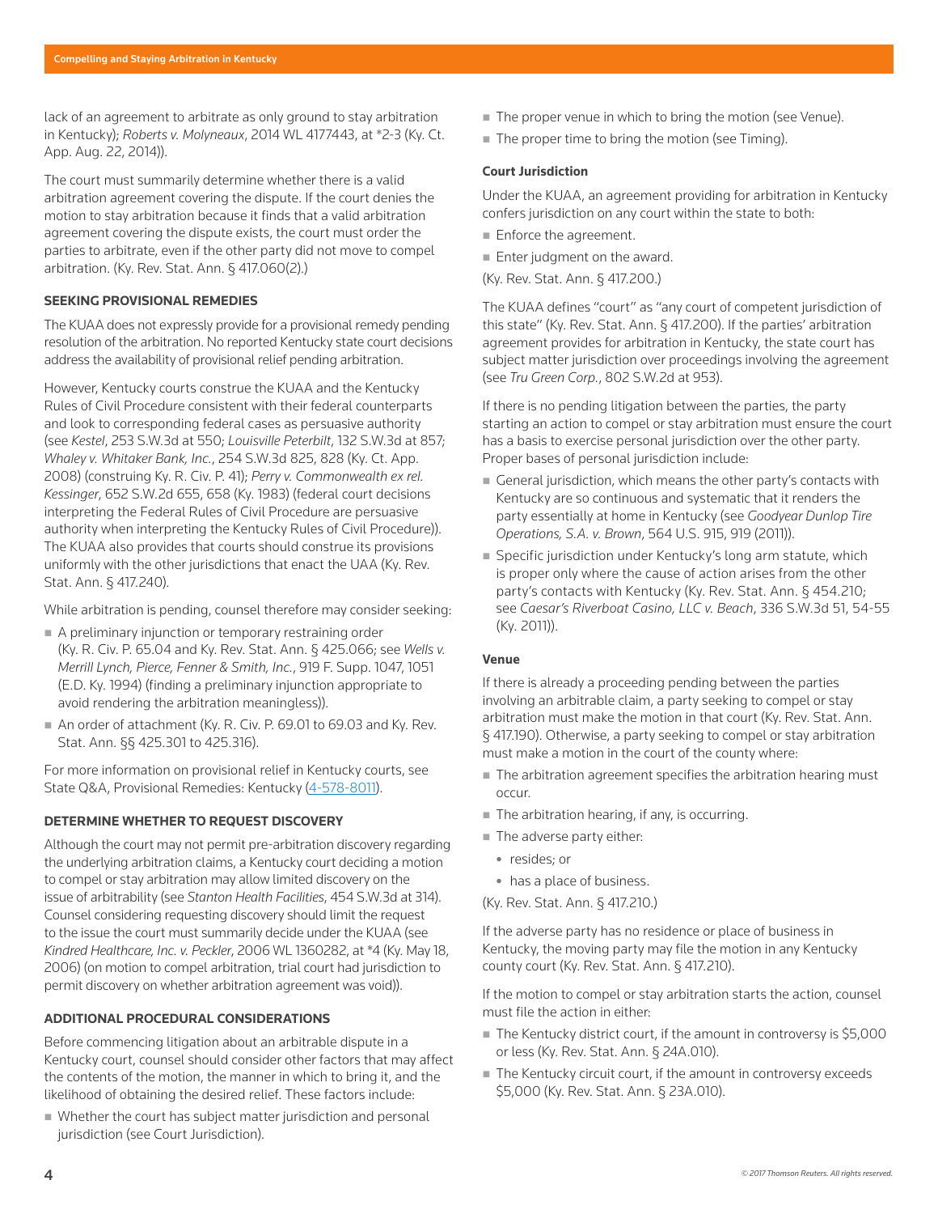lack of an agreement to arbitrate as only ground to stay arbitration in Kentucky); *Roberts v. Molyneaux*, 2014 WL 4177443, at *2-3 (Ky. Ct. App. Aug. 22, 2014)).

The court must summarily determine whether there is a valid arbitration agreement covering the dispute. If the court denies the motion to stay arbitration because it finds that a valid arbitration agreement covering the dispute exists, the court must order the parties to arbitrate, even if the other party did not move to compel arbitration. (Ky. Rev. Stat. Ann. § 417.060(2).)

### SEEKING PROVISIONAL REMEDIES

The KUAA does not expressly provide for a provisional remedy pending resolution of the arbitration. No reported Kentucky state court decisions address the availability of provisional relief pending arbitration.

However, Kentucky courts construe the KUAA and the Kentucky Rules of Civil Procedure consistent with their federal counterparts and look to corresponding federal cases as persuasive authority (see *Kestel*, 253 S.W.3d at 550; *Louisville Peterbilt*, 132 S.W.3d at 857; *Whaley v. Whitaker Bank, Inc.*, 254 S.W.3d 825, 828 (Ky. Ct. App. 2008) (construing Ky. R. Civ. P. 41); *Perry v. Commonwealth ex rel. Kessinger*, 652 S.W.2d 655, 658 (Ky. 1983) (federal court decisions interpreting the Federal Rules of Civil Procedure are persuasive authority when interpreting the Kentucky Rules of Civil Procedure)). The KUAA also provides that courts should construe its provisions uniformly with the other jurisdictions that enact the UAA (Ky. Rev. Stat. Ann. § 417.240).

While arbitration is pending, counsel therefore may consider seeking:

- A preliminary injunction or temporary restraining order (Ky. R. Civ. P. 65.04 and Ky. Rev. Stat. Ann. § 425.066; see *Wells v. Merrill Lynch, Pierce, Fenner & Smith, Inc.*, 919 F. Supp. 1047, 1051 (E.D. Ky. 1994) (finding a preliminary injunction appropriate to avoid rendering the arbitration meaningless)).
- An order of attachment (Ky. R. Civ. P. 69.01 to 69.03 and Ky. Rev. Stat. Ann. §§ 425.301 to 425.316).

For more information on provisional relief in Kentucky courts, see State Q&A, Provisional Remedies: Kentucky (4-578-8011).

### DETERMINE WHETHER TO REQUEST DISCOVERY

Although the court may not permit pre-arbitration discovery regarding the underlying arbitration claims, a Kentucky court deciding a motion to compel or stay arbitration may allow limited discovery on the issue of arbitrability (see *Stanton Health Facilities*, 454 S.W.3d at 314). Counsel considering requesting discovery should limit the request to the issue the court must summarily decide under the KUAA (see *Kindred Healthcare, Inc. v. Peckler*, 2006 WL 1360282, at *4 (Ky. May 18, 2006) (on motion to compel arbitration, trial court had jurisdiction to permit discovery on whether arbitration agreement was void)).

### ADDITIONAL PROCEDURAL CONSIDERATIONS

Before commencing litigation about an arbitrable dispute in a Kentucky court, counsel should consider other factors that may affect the contents of the motion, the manner in which to bring it, and the likelihood of obtaining the desired relief. These factors include:

- Whether the court has subject matter jurisdiction and personal jurisdiction (see Court Jurisdiction).
- The proper venue in which to bring the motion (see Venue).
- The proper time to bring the motion (see Timing).

#### Court Jurisdiction

Under the KUAA, an agreement providing for arbitration in Kentucky confers jurisdiction on any court within the state to both:

- Enforce the agreement.
- Enter judgment on the award.

(Ky. Rev. Stat. Ann. § 417.200.)

The KUAA defines "court" as "any court of competent jurisdiction of this state" (Ky. Rev. Stat. Ann. § 417.200). If the parties' arbitration agreement provides for arbitration in Kentucky, the state court has subject matter jurisdiction over proceedings involving the agreement (see *Tru Green Corp.*, 802 S.W.2d at 953).

If there is no pending litigation between the parties, the party starting an action to compel or stay arbitration must ensure the court has a basis to exercise personal jurisdiction over the other party. Proper bases of personal jurisdiction include:

- General jurisdiction, which means the other party's contacts with Kentucky are so continuous and systematic that it renders the party essentially at home in Kentucky (see *Goodyear Dunlop Tire Operations, S.A. v. Brown*, 564 U.S. 915, 919 (2011)).
- Specific jurisdiction under Kentucky's long arm statute, which is proper only where the cause of action arises from the other party's contacts with Kentucky (Ky. Rev. Stat. Ann. § 454.210; see *Caesar's Riverboat Casino, LLC v. Beach*, 336 S.W.3d 51, 54-55 (Ky. 2011)).

#### Venue

If there is already a proceeding pending between the parties involving an arbitrable claim, a party seeking to compel or stay arbitration must make the motion in that court (Ky. Rev. Stat. Ann. § 417.190). Otherwise, a party seeking to compel or stay arbitration must make a motion in the court of the county where:

- The arbitration agreement specifies the arbitration hearing must occur.
- The arbitration hearing, if any, is occurring.
- The adverse party either:
  - resides; or
  - has a place of business.

(Ky. Rev. Stat. Ann. § 417.210.)

If the adverse party has no residence or place of business in Kentucky, the moving party may file the motion in any Kentucky county court (Ky. Rev. Stat. Ann. § 417.210).

If the motion to compel or stay arbitration starts the action, counsel must file the action in either:

- The Kentucky district court, if the amount in controversy is $5,000 or less (Ky. Rev. Stat. Ann. § 24A.010).
- The Kentucky circuit court, if the amount in controversy exceeds $5,000 (Ky. Rev. Stat. Ann. § 23A.010).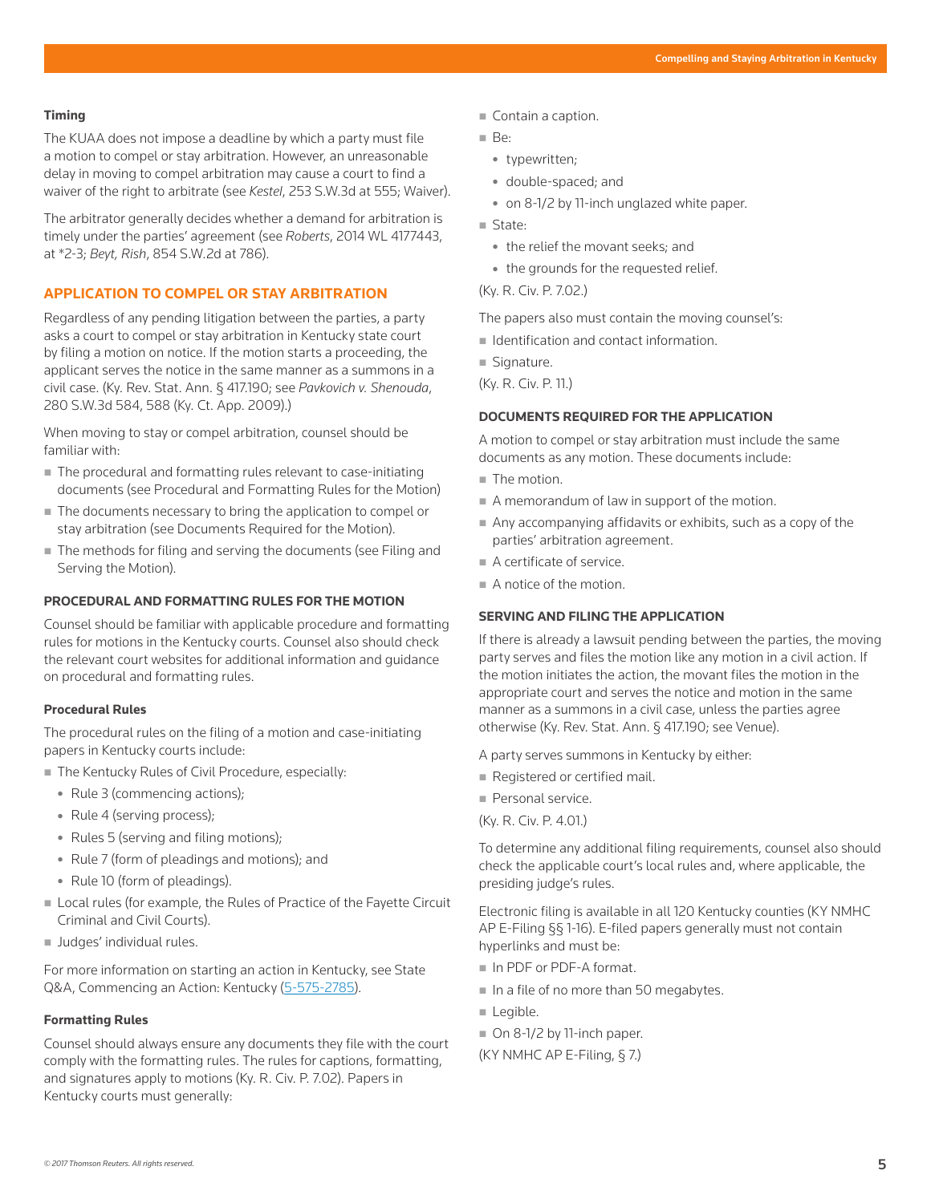### Timing

The KUAA does not impose a deadline by which a party must file a motion to compel or stay arbitration. However, an unreasonable delay in moving to compel arbitration may cause a court to find a waiver of the right to arbitrate (see *Kestel*, 253 S.W.3d at 555; Waiver).

The arbitrator generally decides whether a demand for arbitration is timely under the parties' agreement (see *Roberts*, 2014 WL 4177443, at *2-3; *Beyt, Rish*, 854 S.W.2d at 786).

## APPLICATION TO COMPEL OR STAY ARBITRATION

Regardless of any pending litigation between the parties, a party asks a court to compel or stay arbitration in Kentucky state court by filing a motion on notice. If the motion starts a proceeding, the applicant serves the notice in the same manner as a summons in a civil case. (Ky. Rev. Stat. Ann. § 417.190; see *Pavkovich v. Shenouda*, 280 S.W.3d 584, 588 (Ky. Ct. App. 2009).)

When moving to stay or compel arbitration, counsel should be familiar with:

- The procedural and formatting rules relevant to case-initiating documents (see Procedural and Formatting Rules for the Motion)
- The documents necessary to bring the application to compel or stay arbitration (see Documents Required for the Motion).
- The methods for filing and serving the documents (see Filing and Serving the Motion).

### PROCEDURAL AND FORMATTING RULES FOR THE MOTION

Counsel should be familiar with applicable procedure and formatting rules for motions in the Kentucky courts. Counsel also should check the relevant court websites for additional information and guidance on procedural and formatting rules.

#### Procedural Rules

The procedural rules on the filing of a motion and case-initiating papers in Kentucky courts include:

- The Kentucky Rules of Civil Procedure, especially:
  - Rule 3 (commencing actions);
  - Rule 4 (serving process);
  - Rules 5 (serving and filing motions);
  - Rule 7 (form of pleadings and motions); and
  - Rule 10 (form of pleadings).
- Local rules (for example, the Rules of Practice of the Fayette Circuit Criminal and Civil Courts).
- Judges' individual rules.

For more information on starting an action in Kentucky, see State Q&A, Commencing an Action: Kentucky (5-575-2785).

#### Formatting Rules

Counsel should always ensure any documents they file with the court comply with the formatting rules. The rules for captions, formatting, and signatures apply to motions (Ky. R. Civ. P. 7.02). Papers in Kentucky courts must generally:

- Contain a caption.
- Be:
  - typewritten;
  - double-spaced; and
  - on 8-1/2 by 11-inch unglazed white paper.
- State:
  - the relief the movant seeks; and
  - the grounds for the requested relief.

(Ky. R. Civ. P. 7.02.)

The papers also must contain the moving counsel's:

- Identification and contact information.
- Signature.

(Ky. R. Civ. P. 11.)

### DOCUMENTS REQUIRED FOR THE APPLICATION

A motion to compel or stay arbitration must include the same documents as any motion. These documents include:

- The motion.
- A memorandum of law in support of the motion.
- Any accompanying affidavits or exhibits, such as a copy of the parties' arbitration agreement.
- A certificate of service.
- A notice of the motion.

### SERVING AND FILING THE APPLICATION

If there is already a lawsuit pending between the parties, the moving party serves and files the motion like any motion in a civil action. If the motion initiates the action, the movant files the motion in the appropriate court and serves the notice and motion in the same manner as a summons in a civil case, unless the parties agree otherwise (Ky. Rev. Stat. Ann. § 417.190; see Venue).

A party serves summons in Kentucky by either:

- Registered or certified mail.
- Personal service.

(Ky. R. Civ. P. 4.01.)

To determine any additional filing requirements, counsel also should check the applicable court's local rules and, where applicable, the presiding judge's rules.

Electronic filing is available in all 120 Kentucky counties (KY NMHC AP E-Filing §§ 1-16). E-filed papers generally must not contain hyperlinks and must be:

- In PDF or PDF-A format.
- In a file of no more than 50 megabytes.
- Legible.
- On 8-1/2 by 11-inch paper.

(KY NMHC AP E-Filing, § 7.)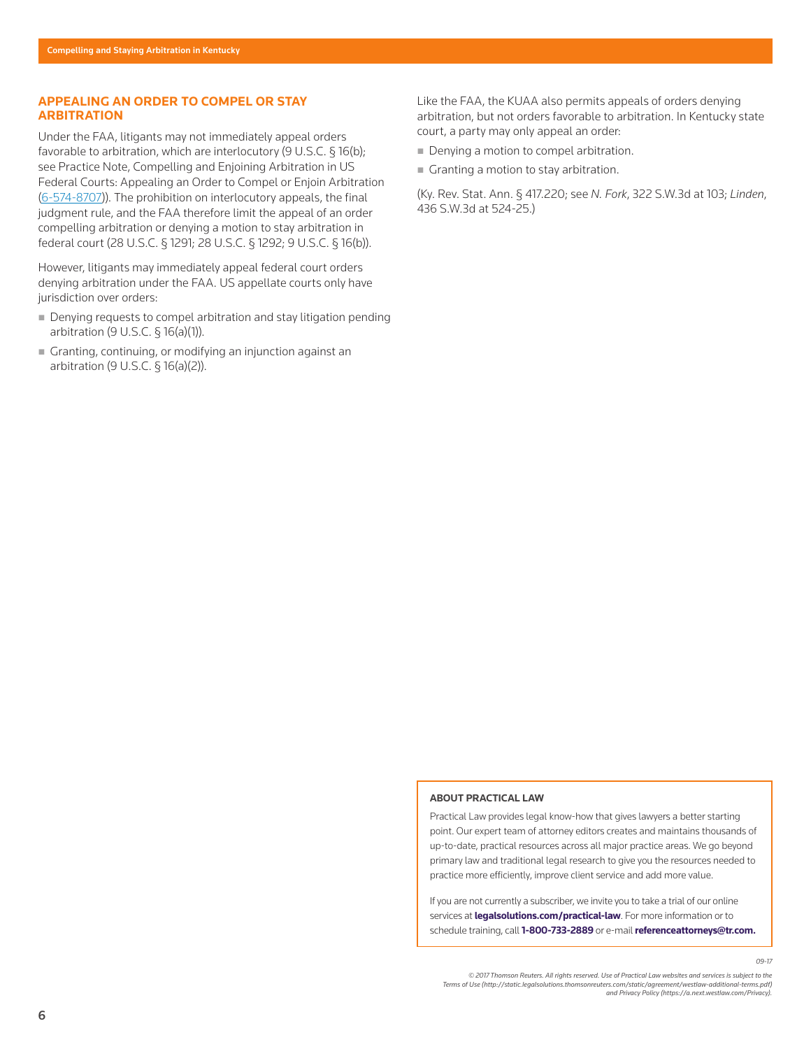## APPEALING AN ORDER TO COMPEL OR STAY ARBITRATION

Under the FAA, litigants may not immediately appeal orders favorable to arbitration, which are interlocutory (9 U.S.C. § 16(b); see Practice Note, Compelling and Enjoining Arbitration in US Federal Courts: Appealing an Order to Compel or Enjoin Arbitration (6-574-8707)). The prohibition on interlocutory appeals, the final judgment rule, and the FAA therefore limit the appeal of an order compelling arbitration or denying a motion to stay arbitration in federal court (28 U.S.C. § 1291; 28 U.S.C. § 1292; 9 U.S.C. § 16(b)).

However, litigants may immediately appeal federal court orders denying arbitration under the FAA. US appellate courts only have jurisdiction over orders:

- Denying requests to compel arbitration and stay litigation pending arbitration (9 U.S.C. § 16(a)(1)).
- Granting, continuing, or modifying an injunction against an arbitration (9 U.S.C. § 16(a)(2)).

Like the FAA, the KUAA also permits appeals of orders denying arbitration, but not orders favorable to arbitration. In Kentucky state court, a party may only appeal an order:

- Denying a motion to compel arbitration.
- Granting a motion to stay arbitration.

(Ky. Rev. Stat. Ann. § 417.220; see *N. Fork*, 322 S.W.3d at 103; *Linden*, 436 S.W.3d at 524-25.)

**ABOUT PRACTICAL LAW**

Practical Law provides legal know-how that gives lawyers a better starting point. Our expert team of attorney editors creates and maintains thousands of up-to-date, practical resources across all major practice areas. We go beyond primary law and traditional legal research to give you the resources needed to practice more efficiently, improve client service and add more value.

If you are not currently a subscriber, we invite you to take a trial of our online services at **legalsolutions.com/practical-law**. For more information or to schedule training, call **1-800-733-2889** or e-mail **referenceattorneys@tr.com.**

*09-17*

*© 2017 Thomson Reuters. All rights reserved. Use of Practical Law websites and services is subject to the Terms of Use (http://static.legalsolutions.thomsonreuters.com/static/agreement/westlaw-additional-terms.pdf) and Privacy Policy (https://a.next.westlaw.com/Privacy).*